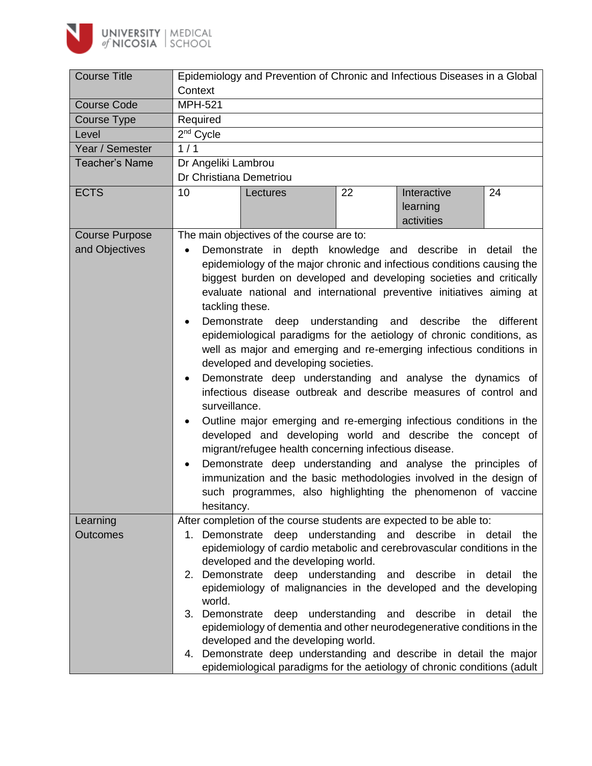| Course Title | Epidemiology and Prevention of Chronic and Infectious Diseases in a Global Context | | | | |
|---|---|---|---|---|---|
| Course Code | MPH-521 | | | | |
| Course Type | Required | | | | |
| Level | 2nd Cycle | | | | |
| Year / Semester | 1 / 1 | | | | |
| Teacher's Name | Dr Angeliki Lambrou<br>Dr Christiana Demetriou | | | | |
| ECTS | 10 | Lectures | 22 | Interactive learning activities | 24 |
| Course Purpose and Objectives | The main objectives of the course are to:<br>• Demonstrate in depth knowledge and describe in detail the epidemiology of the major chronic and infectious conditions causing the biggest burden on developed and developing societies and critically evaluate national and international preventive initiatives aiming at tackling these.<br>• Demonstrate deep understanding and describe the different epidemiological paradigms for the aetiology of chronic conditions, as well as major and emerging and re-emerging infectious conditions in developed and developing societies.<br>• Demonstrate deep understanding and analyse the dynamics of infectious disease outbreak and describe measures of control and surveillance.<br>• Outline major emerging and re-emerging infectious conditions in the developed and developing world and describe the concept of migrant/refugee health concerning infectious disease.<br>• Demonstrate deep understanding and analyse the principles of immunization and the basic methodologies involved in the design of such programmes, also highlighting the phenomenon of vaccine hesitancy. | | | | |
| Learning Outcomes | After completion of the course students are expected to be able to:<br>1. Demonstrate deep understanding and describe in detail the epidemiology of cardio metabolic and cerebrovascular conditions in the developed and the developing world.<br>2. Demonstrate deep understanding and describe in detail the epidemiology of malignancies in the developed and the developing world.<br>3. Demonstrate deep understanding and describe in detail the epidemiology of dementia and other neurodegenerative conditions in the developed and the developing world.<br>4. Demonstrate deep understanding and describe in detail the major epidemiological paradigms for the aetiology of chronic conditions (adult | | | | |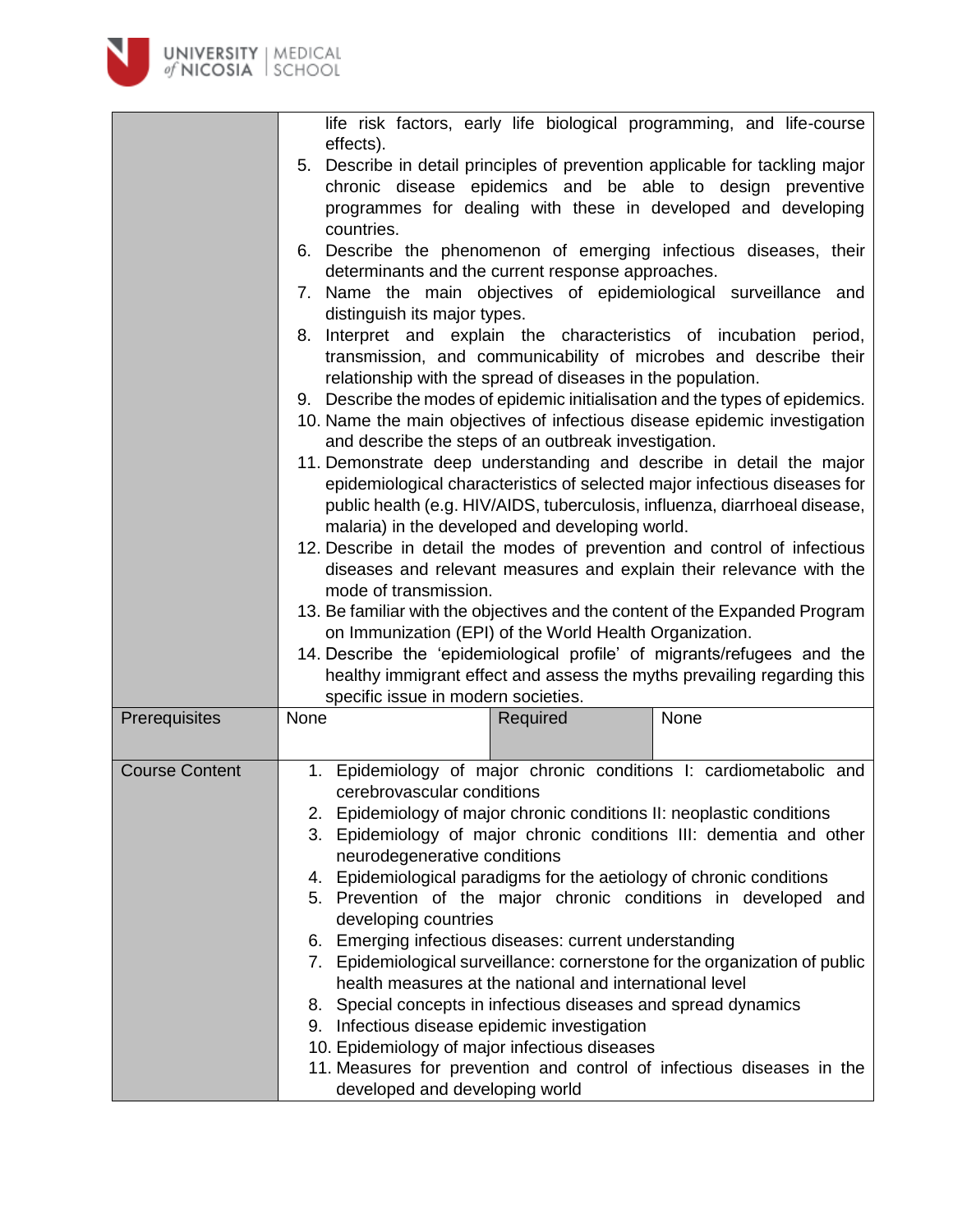| | |
|---|---|
| | life risk factors, early life biological programming, and life-course effects).<br>5. Describe in detail principles of prevention applicable for tackling major chronic disease epidemics and be able to design preventive programmes for dealing with these in developed and developing countries.<br>6. Describe the phenomenon of emerging infectious diseases, their determinants and the current response approaches.<br>7. Name the main objectives of epidemiological surveillance and distinguish its major types.<br>8. Interpret and explain the characteristics of incubation period, transmission, and communicability of microbes and describe their relationship with the spread of diseases in the population.<br>9. Describe the modes of epidemic initialisation and the types of epidemics.<br>10. Name the main objectives of infectious disease epidemic investigation and describe the steps of an outbreak investigation.<br>11. Demonstrate deep understanding and describe in detail the major epidemiological characteristics of selected major infectious diseases for public health (e.g. HIV/AIDS, tuberculosis, influenza, diarrhoeal disease, malaria) in the developed and developing world.<br>12. Describe in detail the modes of prevention and control of infectious diseases and relevant measures and explain their relevance with the mode of transmission.<br>13. Be familiar with the objectives and the content of the Expanded Program on Immunization (EPI) of the World Health Organization.<br>14. Describe the 'epidemiological profile' of migrants/refugees and the healthy immigrant effect and assess the myths prevailing regarding this specific issue in modern societies. |

| Prerequisites | None | Required | None |
|---|---|---|---|

| | |
|---|---|
| Course Content | 1. Epidemiology of major chronic conditions I: cardiometabolic and cerebrovascular conditions<br>2. Epidemiology of major chronic conditions II: neoplastic conditions<br>3. Epidemiology of major chronic conditions III: dementia and other neurodegenerative conditions<br>4. Epidemiological paradigms for the aetiology of chronic conditions<br>5. Prevention of the major chronic conditions in developed and developing countries<br>6. Emerging infectious diseases: current understanding<br>7. Epidemiological surveillance: cornerstone for the organization of public health measures at the national and international level<br>8. Special concepts in infectious diseases and spread dynamics<br>9. Infectious disease epidemic investigation<br>10. Epidemiology of major infectious diseases<br>11. Measures for prevention and control of infectious diseases in the developed and developing world |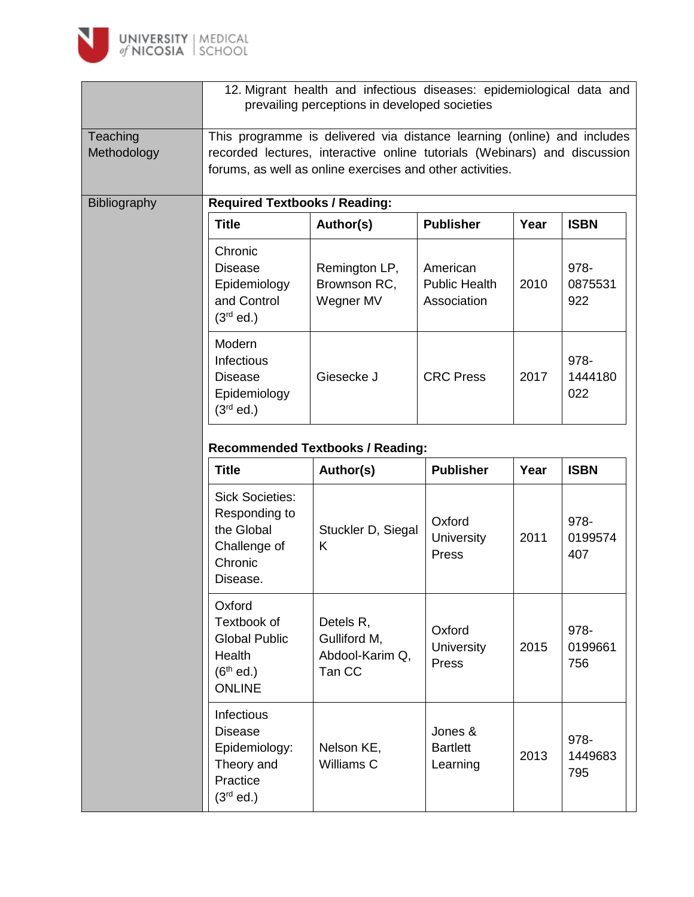| | |
|---|---|
| | 12. Migrant health and infectious diseases: epidemiological data and prevailing perceptions in developed societies |
| Teaching Methodology | This programme is delivered via distance learning (online) and includes recorded lectures, interactive online tutorials (Webinars) and discussion forums, as well as online exercises and other activities. |
| Bibliography | **Required Textbooks / Reading:** |

**Required Textbooks / Reading:**

| Title | Author(s) | Publisher | Year | ISBN |
|---|---|---|---|---|
| Chronic Disease Epidemiology and Control (3rd ed.) | Remington LP, Brownson RC, Wegner MV | American Public Health Association | 2010 | 978-0875531922 |
| Modern Infectious Disease Epidemiology (3rd ed.) | Giesecke J | CRC Press | 2017 | 978-1444180022 |

**Recommended Textbooks / Reading:**

| Title | Author(s) | Publisher | Year | ISBN |
|---|---|---|---|---|
| Sick Societies: Responding to the Global Challenge of Chronic Disease. | Stuckler D, Siegal K | Oxford University Press | 2011 | 978-0199574407 |
| Oxford Textbook of Global Public Health (6th ed.) ONLINE | Detels R, Gulliford M, Abdool-Karim Q, Tan CC | Oxford University Press | 2015 | 978-0199661756 |
| Infectious Disease Epidemiology: Theory and Practice (3rd ed.) | Nelson KE, Williams C | Jones & Bartlett Learning | 2013 | 978-1449683795 |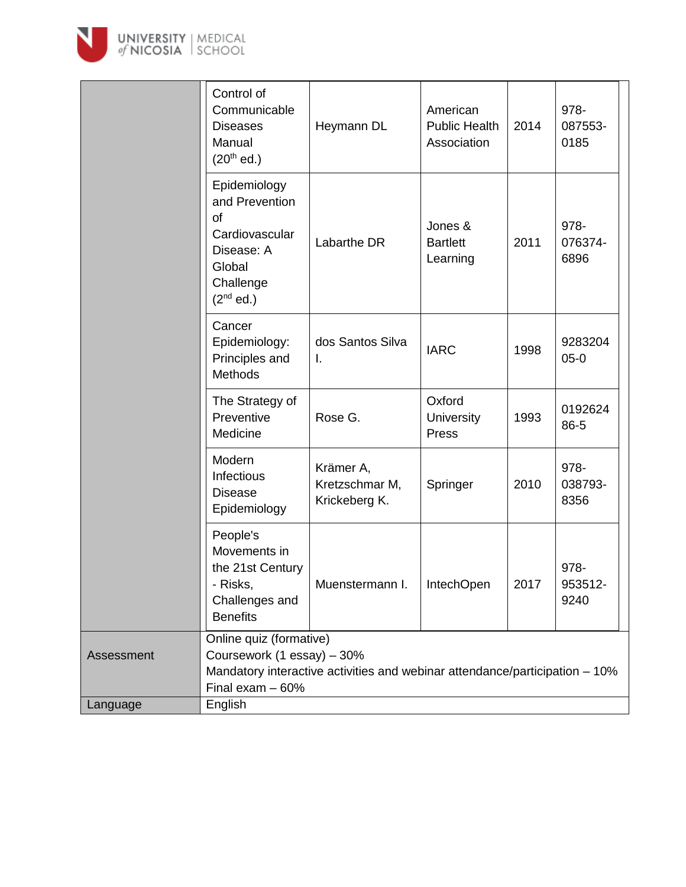| | | | | | |
|---|---|---|---|---|---|
| | Control of Communicable Diseases Manual (20th ed.) | Heymann DL | American Public Health Association | 2014 | 978-087553-0185 |
| | Epidemiology and Prevention of Cardiovascular Disease: A Global Challenge (2nd ed.) | Labarthe DR | Jones & Bartlett Learning | 2011 | 978-076374-6896 |
| | Cancer Epidemiology: Principles and Methods | dos Santos Silva I. | IARC | 1998 | 9283204 05-0 |
| | The Strategy of Preventive Medicine | Rose G. | Oxford University Press | 1993 | 0192624 86-5 |
| | Modern Infectious Disease Epidemiology | Krämer A, Kretzschmar M, Krickeberg K. | Springer | 2010 | 978-038793-8356 |
| | People's Movements in the 21st Century - Risks, Challenges and Benefits | Muenstermann I. | IntechOpen | 2017 | 978-953512-9240 |
| Assessment | Online quiz (formative)<br>Coursework (1 essay) – 30%<br>Mandatory interactive activities and webinar attendance/participation – 10%<br>Final exam – 60% | | | | |
| Language | English | | | | |